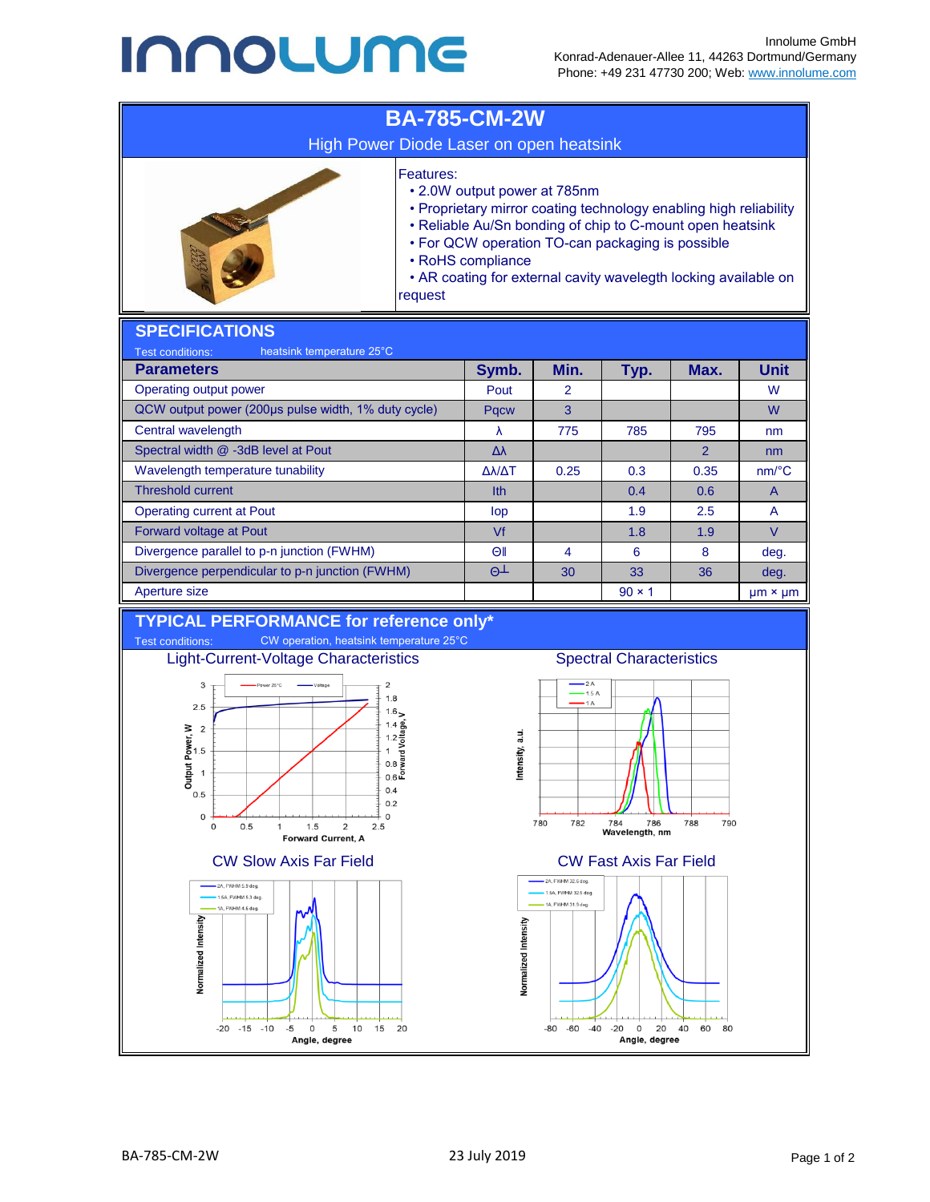Innolume GmbH
Konrad-Adenauer-Allee 11, 44263 Dortmund/Germany
Phone: +49 231 47730 200; Web: www.innolume.com

# BA-785-CM-2W

## High Power Diode Laser on open heatsink

Features:

- 2.0W output power at 785nm
- Proprietary mirror coating technology enabling high reliability
- Reliable Au/Sn bonding of chip to C-mount open heatsink
- For QCW operation TO-can packaging is possible
- RoHS compliance
- AR coating for external cavity wavelegth locking available on request

## SPECIFICATIONS

Test conditions: heatsink temperature 25°C

| Parameters | Symb. | Min. | Typ. | Max. | Unit |
|---|---|---|---|---|---|
| Operating output power | Pout | 2 | | | W |
| QCW output power (200µs pulse width, 1% duty cycle) | Pqcw | 3 | | | W |
| Central wavelength | λ | 775 | 785 | 795 | nm |
| Spectral width @ -3dB level at Pout | Δλ | | | 2 | nm |
| Wavelength temperature tunability | Δλ/ΔT | 0.25 | 0.3 | 0.35 | nm/°C |
| Threshold current | Ith | | 0.4 | 0.6 | A |
| Operating current at Pout | Iop | | 1.9 | 2.5 | A |
| Forward voltage at Pout | Vf | | 1.8 | 1.9 | V |
| Divergence parallel to p-n junction (FWHM) | Θ‖ | 4 | 6 | 8 | deg. |
| Divergence perpendicular to p-n junction (FWHM) | Θ⊥ | 30 | 33 | 36 | deg. |
| Aperture size | | | 90 × 1 | | µm × µm |

## TYPICAL PERFORMANCE for reference only*

Test conditions: CW operation, heatsink temperature 25°C

Light-Current-Voltage Characteristics

Spectral Characteristics

CW Slow Axis Far Field

CW Fast Axis Far Field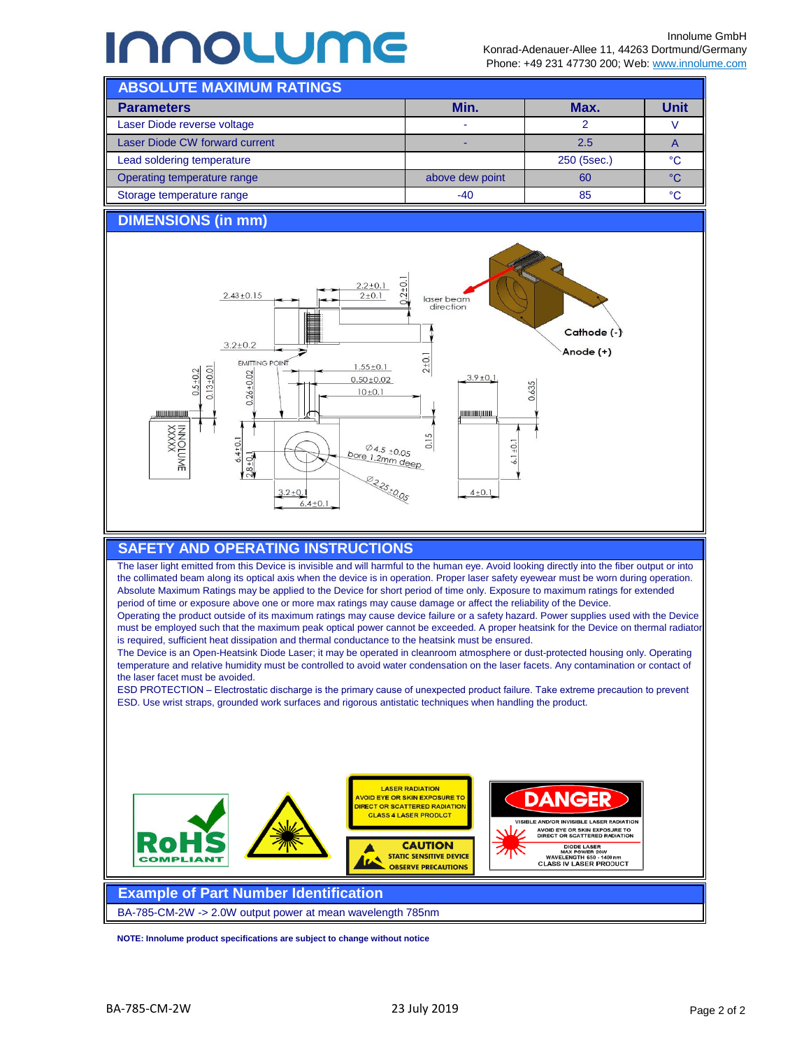Innolume GmbH
Konrad-Adenauer-Allee 11, 44263 Dortmund/Germany
Phone: +49 231 47730 200; Web: www.innolume.com

## ABSOLUTE MAXIMUM RATINGS

| Parameters | Min. | Max. | Unit |
|---|---|---|---|
| Laser Diode reverse voltage | - | 2 | V |
| Laser Diode CW forward current | - | 2.5 | A |
| Lead soldering temperature | | 250 (5sec.) | °C |
| Operating temperature range | above dew point | 60 | °C |
| Storage temperature range | -40 | 85 | °C |

## DIMENSIONS (in mm)

2.43±0.15
2.2±0.1
2±0.1
0.2±0.1
laser beam direction
3.2±0.2
EMITTING POINT
2±0.1
1.55±0.1
0.50±0.02
10±0.1
3.9±0.1
0.635
0.5±0.2
0.13±0.01
0.26±0.02
0.15
XXXXX
INNOLUME
6.4±0.1
2.8±0.1
Ø4.5 ±0.05 bore 1.2mm deep
Ø2.25±0.05
6.1±0.1
3.2±0.1
6.4±0.1
4±0.1
Cathode (-)
Anode (+)

## SAFETY AND OPERATING INSTRUCTIONS

The laser light emitted from this Device is invisible and will harmful to the human eye. Avoid looking directly into the fiber output or into the collimated beam along its optical axis when the device is in operation. Proper laser safety eyewear must be worn during operation. Absolute Maximum Ratings may be applied to the Device for short period of time only. Exposure to maximum ratings for extended period of time or exposure above one or more max ratings may cause damage or affect the reliability of the Device.

Operating the product outside of its maximum ratings may cause device failure or a safety hazard. Power supplies used with the Device must be employed such that the maximum peak optical power cannot be exceeded. A proper heatsink for the Device on thermal radiator is required, sufficient heat dissipation and thermal conductance to the heatsink must be ensured.

The Device is an Open-Heatsink Diode Laser; it may be operated in cleanroom atmosphere or dust-protected housing only. Operating temperature and relative humidity must be controlled to avoid water condensation on the laser facets. Any contamination or contact of the laser facet must be avoided.

ESD PROTECTION – Electrostatic discharge is the primary cause of unexpected product failure. Take extreme precaution to prevent ESD. Use wrist straps, grounded work surfaces and rigorous antistatic techniques when handling the product.

RoHS COMPLIANT

LASER RADIATION
AVOID EYE OR SKIN EXPOSURE TO DIRECT OR SCATTERED RADIATION
CLASS 4 LASER PRODUCT

CAUTION
STATIC SENSITIVE DEVICE
OBSERVE PRECAUTIONS

DANGER
VISIBLE AND/OR INVISIBLE LASER RADIATION
AVOID EYE OR SKIN EXPOSURE TO DIRECT OR SCATTERED RADIATION
DIODE LASER
MAX POWER 20W
WAVELENGTH 650 - 1400 nm
CLASS IV LASER PRODUCT

## Example of Part Number Identification

BA-785-CM-2W -> 2.0W output power at mean wavelength 785nm

**NOTE: Innolume product specifications are subject to change without notice**

BA-785-CM-2W 23 July 2019